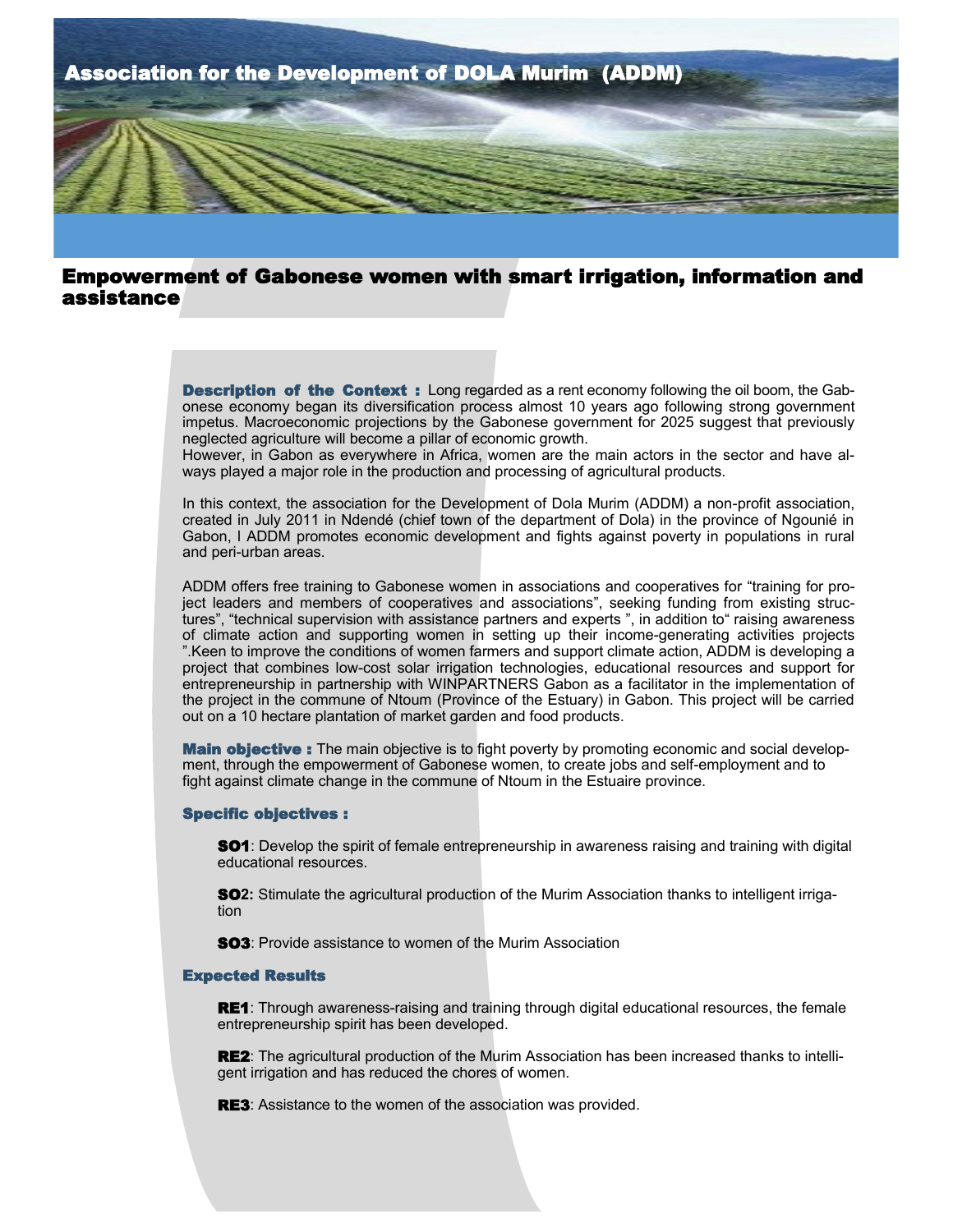# Association for the Development of DOLA Murim (ADDM)

## Empowerment of Gabonese women with smart irrigation, information and assistance

**Description of the Context :** Long regarded as a rent economy following the oil boom, the Gabonese economy began its diversification process almost 10 years ago following strong government impetus. Macroeconomic projections by the Gabonese government for 2025 suggest that previously neglected agriculture will become a pillar of economic growth.
However, in Gabon as everywhere in Africa, women are the main actors in the sector and have always played a major role in the production and processing of agricultural products.

In this context, the association for the Development of Dola Murim (ADDM) a non-profit association, created in July 2011 in Ndendé (chief town of the department of Dola) in the province of Ngounié in Gabon, l ADDM promotes economic development and fights against poverty in populations in rural and peri-urban areas.

ADDM offers free training to Gabonese women in associations and cooperatives for "training for project leaders and members of cooperatives and associations", seeking funding from existing structures", "technical supervision with assistance partners and experts ", in addition to" raising awareness of climate action and supporting women in setting up their income-generating activities projects ".Keen to improve the conditions of women farmers and support climate action, ADDM is developing a project that combines low-cost solar irrigation technologies, educational resources and support for entrepreneurship in partnership with WINPARTNERS Gabon as a facilitator in the implementation of the project in the commune of Ntoum (Province of the Estuary) in Gabon. This project will be carried out on a 10 hectare plantation of market garden and food products.

**Main objective :** The main objective is to fight poverty by promoting economic and social development, through the empowerment of Gabonese women, to create jobs and self-employment and to fight against climate change in the commune of Ntoum in the Estuaire province.

### Specific objectives :

**SO1**: Develop the spirit of female entrepreneurship in awareness raising and training with digital educational resources.

**SO2:** Stimulate the agricultural production of the Murim Association thanks to intelligent irrigation

**SO3**: Provide assistance to women of the Murim Association

### Expected Results

**RE1**: Through awareness-raising and training through digital educational resources, the female entrepreneurship spirit has been developed.

**RE2**: The agricultural production of the Murim Association has been increased thanks to intelligent irrigation and has reduced the chores of women.

**RE3**: Assistance to the women of the association was provided.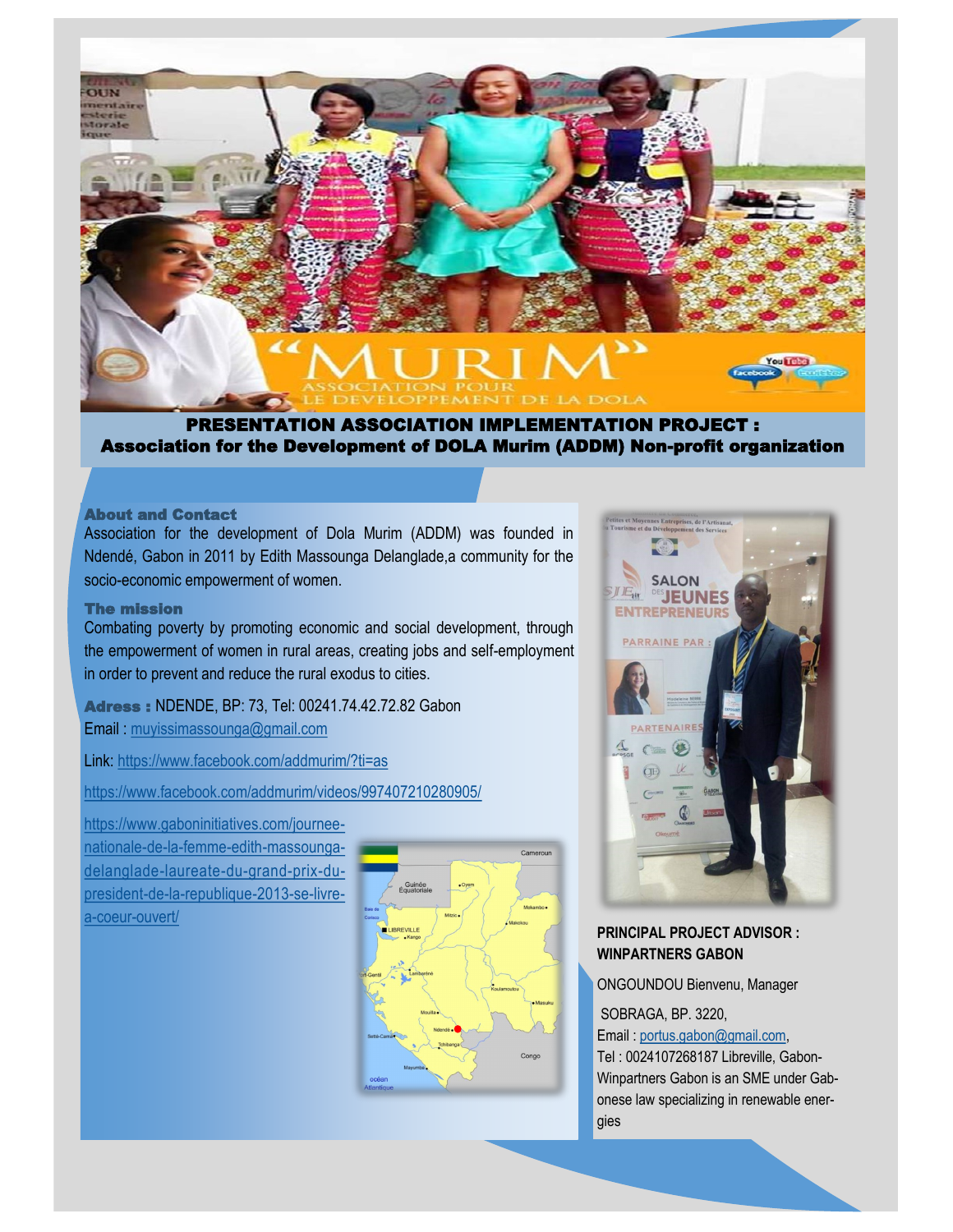**PRESENTATION ASSOCIATION IMPLEMENTATION PROJECT :**
**Association for the Development of DOLA Murim (ADDM) Non-profit organization**

### About and Contact

Association for the development of Dola Murim (ADDM) was founded in Ndendé, Gabon in 2011 by Edith Massounga Delanglade,a community for the socio-economic empowerment of women.

### The mission

Combating poverty by promoting economic and social development, through the empowerment of women in rural areas, creating jobs and self-employment in order to prevent and reduce the rural exodus to cities.

**Adress :** NDENDE, BP: 73, Tel: 00241.74.42.72.82 Gabon
Email : muyissimassounga@gmail.com

Link: https://www.facebook.com/addmurim/?ti=as

https://www.facebook.com/addmurim/videos/997407210280905/

https://www.gaboninitiatives.com/journee-nationale-de-la-femme-edith-massounga-delanglade-laureate-du-grand-prix-du-president-de-la-republique-2013-se-livre-a-coeur-ouvert/

**PRINCIPAL PROJECT ADVISOR : WINPARTNERS GABON**

ONGOUNDOU Bienvenu, Manager

SOBRAGA, BP. 3220,
Email : portus.gabon@gmail.com,
Tel : 0024107268187 Libreville, Gabon-Winpartners Gabon is an SME under Gabonese law specializing in renewable energies